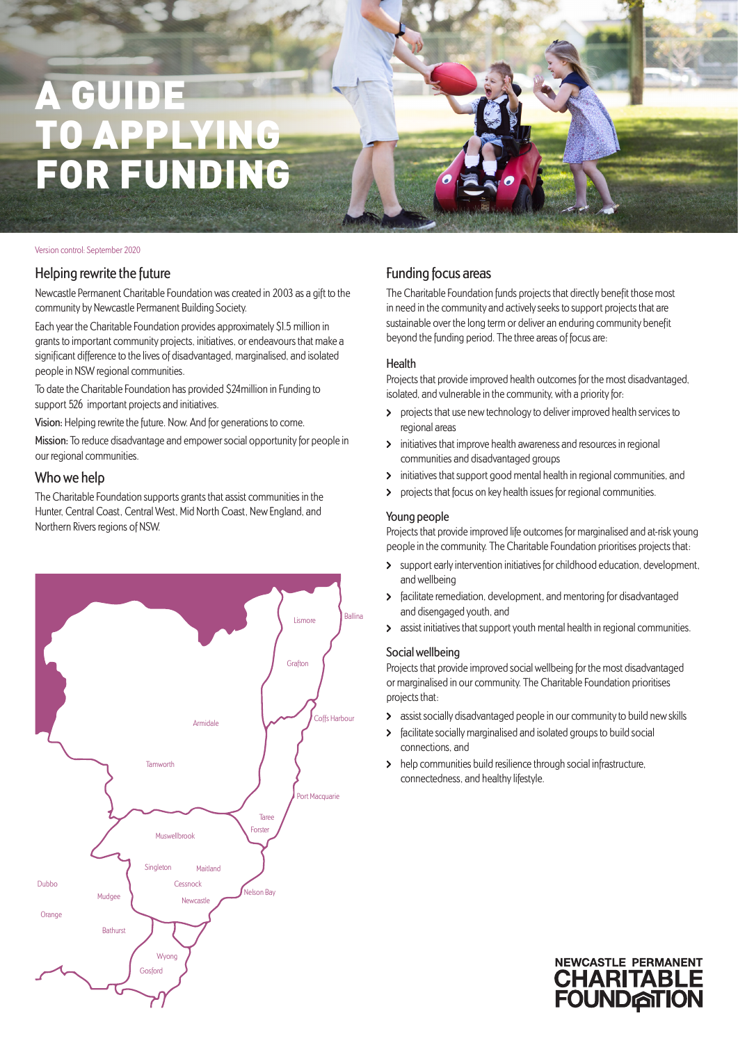// A GUIDE TO APPLYING FOR FUNDING

Version control: September 2020

## Helping rewrite the future

Newcastle Permanent Charitable Foundation was created in 2003 as a gift to the community by Newcastle Permanent Building Society.

Each year the Charitable Foundation provides approximately $1.5 million in grants to important community projects, initiatives, or endeavours that make a significant difference to the lives of disadvantaged, marginalised, and isolated people in NSW regional communities.

To date the Charitable Foundation has provided $24million in Funding to support 526 important projects and initiatives.

**Vision:** Helping rewrite the future. Now. And for generations to come.

**Mission:** To reduce disadvantage and empower social opportunity for people in our regional communities.

## Who we help

The Charitable Foundation supports grants that assist communities in the Hunter, Central Coast, Central West, Mid North Coast, New England, and Northern Rivers regions of NSW.

Lismore, Ballina, Grafton, Coffs Harbour, Armidale, Tamworth, Port Macquarie, Taree, Forster, Muswellbrook, Singleton, Maitland, Cessnock, Newcastle, Nelson Bay, Dubbo, Mudgee, Orange, Bathurst, Wyong, Gosford

## Funding focus areas

The Charitable Foundation funds projects that directly benefit those most in need in the community and actively seeks to support projects that are sustainable over the long term or deliver an enduring community benefit beyond the funding period. The three areas of focus are:

### Health

Projects that provide improved health outcomes for the most disadvantaged, isolated, and vulnerable in the community, with a priority for:

- projects that use new technology to deliver improved health services to regional areas
- initiatives that improve health awareness and resources in regional communities and disadvantaged groups
- initiatives that support good mental health in regional communities, and
- projects that focus on key health issues for regional communities.

### Young people

Projects that provide improved life outcomes for marginalised and at-risk young people in the community. The Charitable Foundation prioritises projects that:

- support early intervention initiatives for childhood education, development, and wellbeing
- facilitate remediation, development, and mentoring for disadvantaged and disengaged youth, and
- assist initiatives that support youth mental health in regional communities.

### Social wellbeing

Projects that provide improved social wellbeing for the most disadvantaged or marginalised in our community. The Charitable Foundation prioritises projects that:

- assist socially disadvantaged people in our community to build new skills
- facilitate socially marginalised and isolated groups to build social connections, and
- help communities build resilience through social infrastructure, connectedness, and healthy lifestyle.

NEWCASTLE PERMANENT CHARITABLE FOUNDATION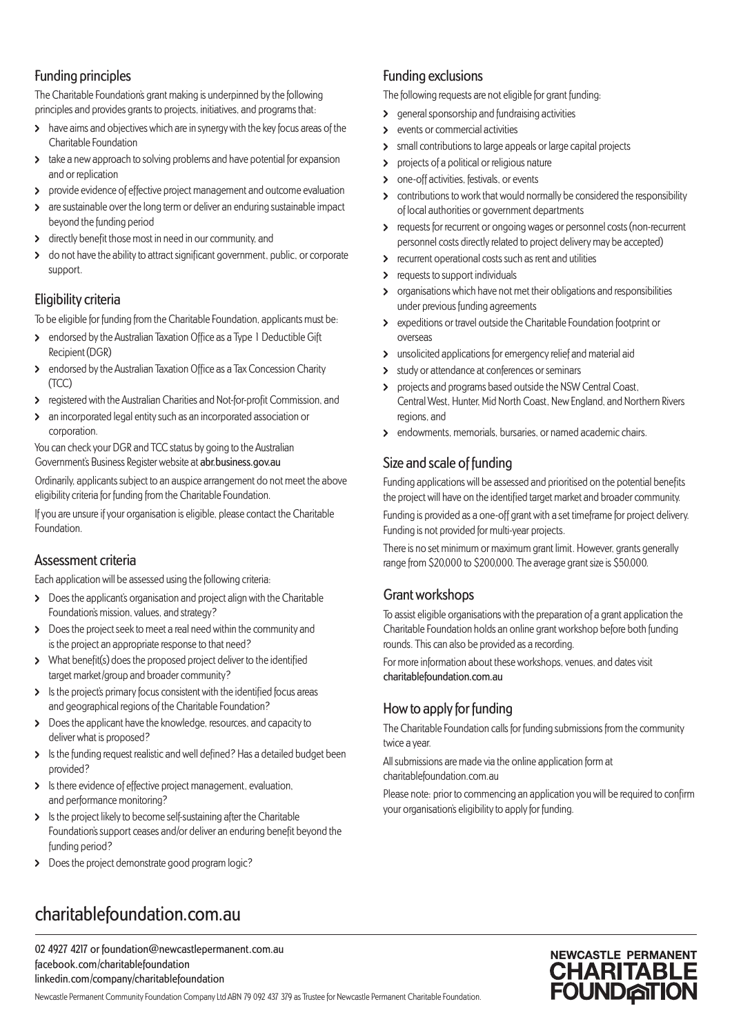## Funding principles

The Charitable Foundation's grant making is underpinned by the following principles and provides grants to projects, initiatives, and programs that:

- have aims and objectives which are in synergy with the key focus areas of the Charitable Foundation
- take a new approach to solving problems and have potential for expansion and or replication
- provide evidence of effective project management and outcome evaluation
- are sustainable over the long term or deliver an enduring sustainable impact beyond the funding period
- directly benefit those most in need in our community, and
- do not have the ability to attract significant government, public, or corporate support.

## Eligibility criteria

To be eligible for funding from the Charitable Foundation, applicants must be:

- endorsed by the Australian Taxation Office as a Type 1 Deductible Gift Recipient (DGR)
- endorsed by the Australian Taxation Office as a Tax Concession Charity (TCC)
- registered with the Australian Charities and Not-for-profit Commission, and
- an incorporated legal entity such as an incorporated association or corporation.

You can check your DGR and TCC status by going to the Australian Government's Business Register website at **abr.business.gov.au**

Ordinarily, applicants subject to an auspice arrangement do not meet the above eligibility criteria for funding from the Charitable Foundation.

If you are unsure if your organisation is eligible, please contact the Charitable Foundation.

## Assessment criteria

Each application will be assessed using the following criteria:

- Does the applicant's organisation and project align with the Charitable Foundation's mission, values, and strategy?
- Does the project seek to meet a real need within the community and is the project an appropriate response to that need?
- What benefit(s) does the proposed project deliver to the identified target market/group and broader community?
- Is the project's primary focus consistent with the identified focus areas and geographical regions of the Charitable Foundation?
- Does the applicant have the knowledge, resources, and capacity to deliver what is proposed?
- Is the funding request realistic and well defined? Has a detailed budget been provided?
- Is there evidence of effective project management, evaluation, and performance monitoring?
- Is the project likely to become self-sustaining after the Charitable Foundation's support ceases and/or deliver an enduring benefit beyond the funding period?
- Does the project demonstrate good program logic?

## Funding exclusions

The following requests are not eligible for grant funding:

- general sponsorship and fundraising activities
- events or commercial activities
- small contributions to large appeals or large capital projects
- projects of a political or religious nature
- one-off activities, festivals, or events
- contributions to work that would normally be considered the responsibility of local authorities or government departments
- requests for recurrent or ongoing wages or personnel costs (non-recurrent personnel costs directly related to project delivery may be accepted)
- recurrent operational costs such as rent and utilities
- requests to support individuals
- organisations which have not met their obligations and responsibilities under previous funding agreements
- expeditions or travel outside the Charitable Foundation footprint or overseas
- unsolicited applications for emergency relief and material aid
- study or attendance at conferences or seminars
- projects and programs based outside the NSW Central Coast, Central West, Hunter, Mid North Coast, New England, and Northern Rivers regions, and
- endowments, memorials, bursaries, or named academic chairs.

## Size and scale of funding

Funding applications will be assessed and prioritised on the potential benefits the project will have on the identified target market and broader community.

Funding is provided as a one-off grant with a set timeframe for project delivery. Funding is not provided for multi-year projects.

There is no set minimum or maximum grant limit. However, grants generally range from $20,000 to $200,000. The average grant size is $50,000.

## Grant workshops

To assist eligible organisations with the preparation of a grant application the Charitable Foundation holds an online grant workshop before both funding rounds. This can also be provided as a recording.

For more information about these workshops, venues, and dates visit **charitablefoundation.com.au**

## How to apply for funding

The Charitable Foundation calls for funding submissions from the community twice a year.

All submissions are made via the online application form at charitablefoundation.com.au

Please note: prior to commencing an application you will be required to confirm your organisation's eligibility to apply for funding.

# charitablefoundation.com.au

02 4927 4217 or foundation@newcastlepermanent.com.au
facebook.com/charitablefoundation
linkedin.com/company/charitablefoundation

NEWCASTLE PERMANENT CHARITABLE FOUNDATION

Newcastle Permanent Community Foundation Company Ltd ABN 79 092 437 379 as Trustee for Newcastle Permanent Charitable Foundation.